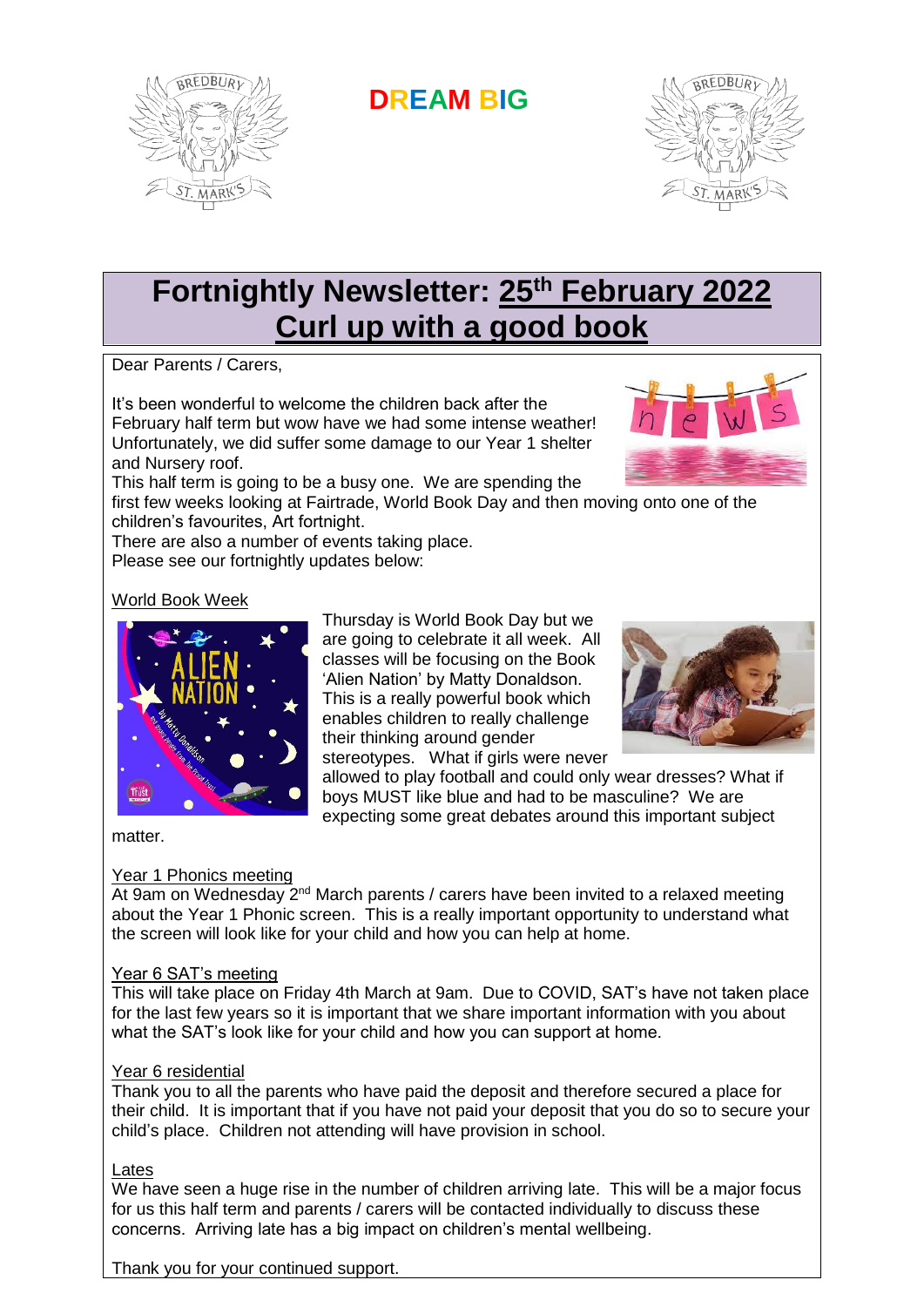DREAM BIG

# Fortnightly Newsletter: 25th February 2022
# Curl up with a good book

Dear Parents / Carers,

It's been wonderful to welcome the children back after the February half term but wow have we had some intense weather! Unfortunately, we did suffer some damage to our Year 1 shelter and Nursery roof.

This half term is going to be a busy one. We are spending the first few weeks looking at Fairtrade, World Book Day and then moving onto one of the children's favourites, Art fortnight.

There are also a number of events taking place.

Please see our fortnightly updates below:

## World Book Week

Thursday is World Book Day but we are going to celebrate it all week. All classes will be focusing on the Book 'Alien Nation' by Matty Donaldson. This is a really powerful book which enables children to really challenge their thinking around gender stereotypes. What if girls were never allowed to play football and could only wear dresses? What if boys MUST like blue and had to be masculine? We are expecting some great debates around this important subject matter.

## Year 1 Phonics meeting

At 9am on Wednesday 2nd March parents / carers have been invited to a relaxed meeting about the Year 1 Phonic screen. This is a really important opportunity to understand what the screen will look like for your child and how you can help at home.

## Year 6 SAT's meeting

This will take place on Friday 4th March at 9am. Due to COVID, SAT's have not taken place for the last few years so it is important that we share important information with you about what the SAT's look like for your child and how you can support at home.

## Year 6 residential

Thank you to all the parents who have paid the deposit and therefore secured a place for their child. It is important that if you have not paid your deposit that you do so to secure your child's place. Children not attending will have provision in school.

## Lates

We have seen a huge rise in the number of children arriving late. This will be a major focus for us this half term and parents / carers will be contacted individually to discuss these concerns. Arriving late has a big impact on children's mental wellbeing.

Thank you for your continued support.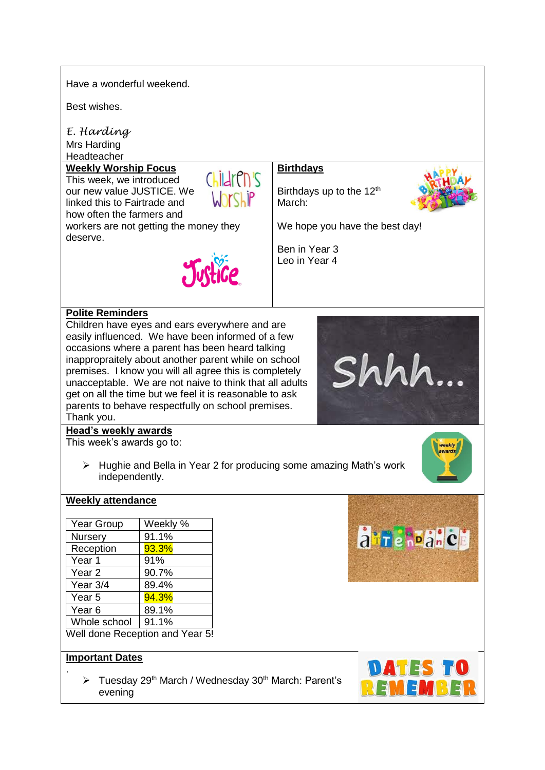Have a wonderful weekend.

Best wishes.

*E. Harding*
Mrs Harding
Headteacher

## Weekly Worship Focus

This week, we introduced our new value JUSTICE. We linked this to Fairtrade and how often the farmers and workers are not getting the money they deserve.

## Birthdays

Birthdays up to the 12th March:

We hope you have the best day!

Ben in Year 3
Leo in Year 4

## Polite Reminders

Children have eyes and ears everywhere and are easily influenced. We have been informed of a few occasions where a parent has been heard talking inappropraitely about another parent while on school premises. I know you will all agree this is completely unacceptable. We are not naive to think that all adults get on all the time but we feel it is reasonable to ask parents to behave respectfully on school premises. Thank you.

## Head's weekly awards

This week's awards go to:

- Hughie and Bella in Year 2 for producing some amazing Math's work independently.

## Weekly attendance

| Year Group | Weekly % |
|---|---|
| Nursery | 91.1% |
| Reception | 93.3% |
| Year 1 | 91% |
| Year 2 | 90.7% |
| Year 3/4 | 89.4% |
| Year 5 | 94.3% |
| Year 6 | 89.1% |
| Whole school | 91.1% |

Well done Reception and Year 5!

## Important Dates

- Tuesday 29th March / Wednesday 30th March: Parent's evening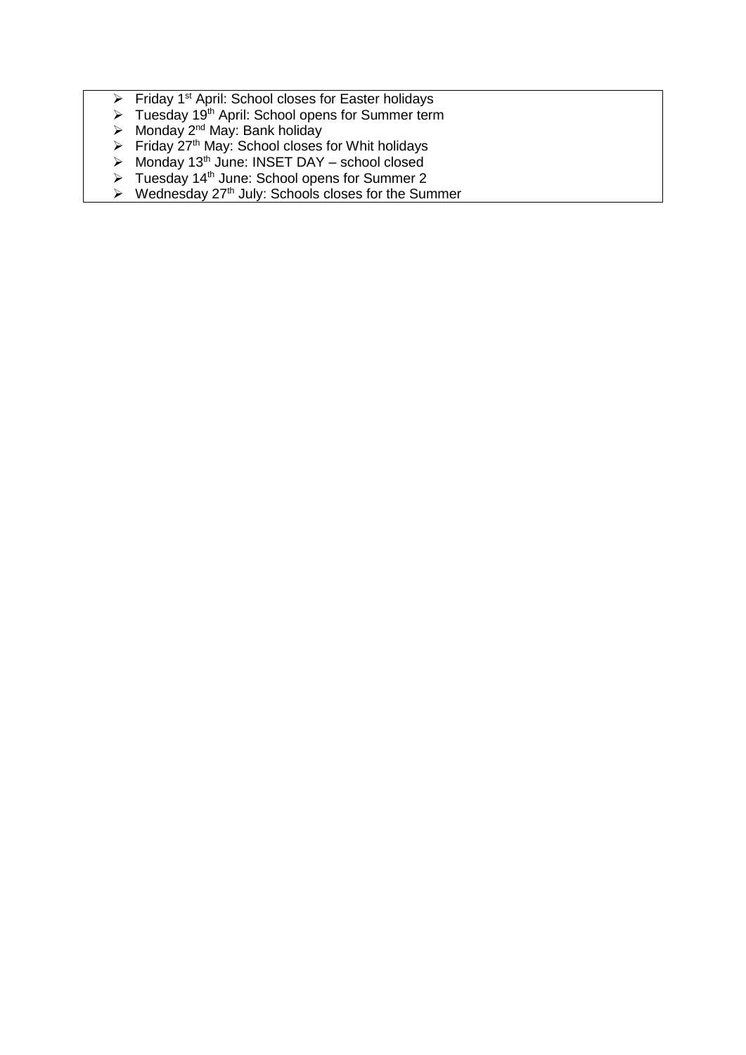- Friday 1st April: School closes for Easter holidays
- Tuesday 19th April: School opens for Summer term
- Monday 2nd May: Bank holiday
- Friday 27th May: School closes for Whit holidays
- Monday 13th June: INSET DAY – school closed
- Tuesday 14th June: School opens for Summer 2
- Wednesday 27th July: Schools closes for the Summer